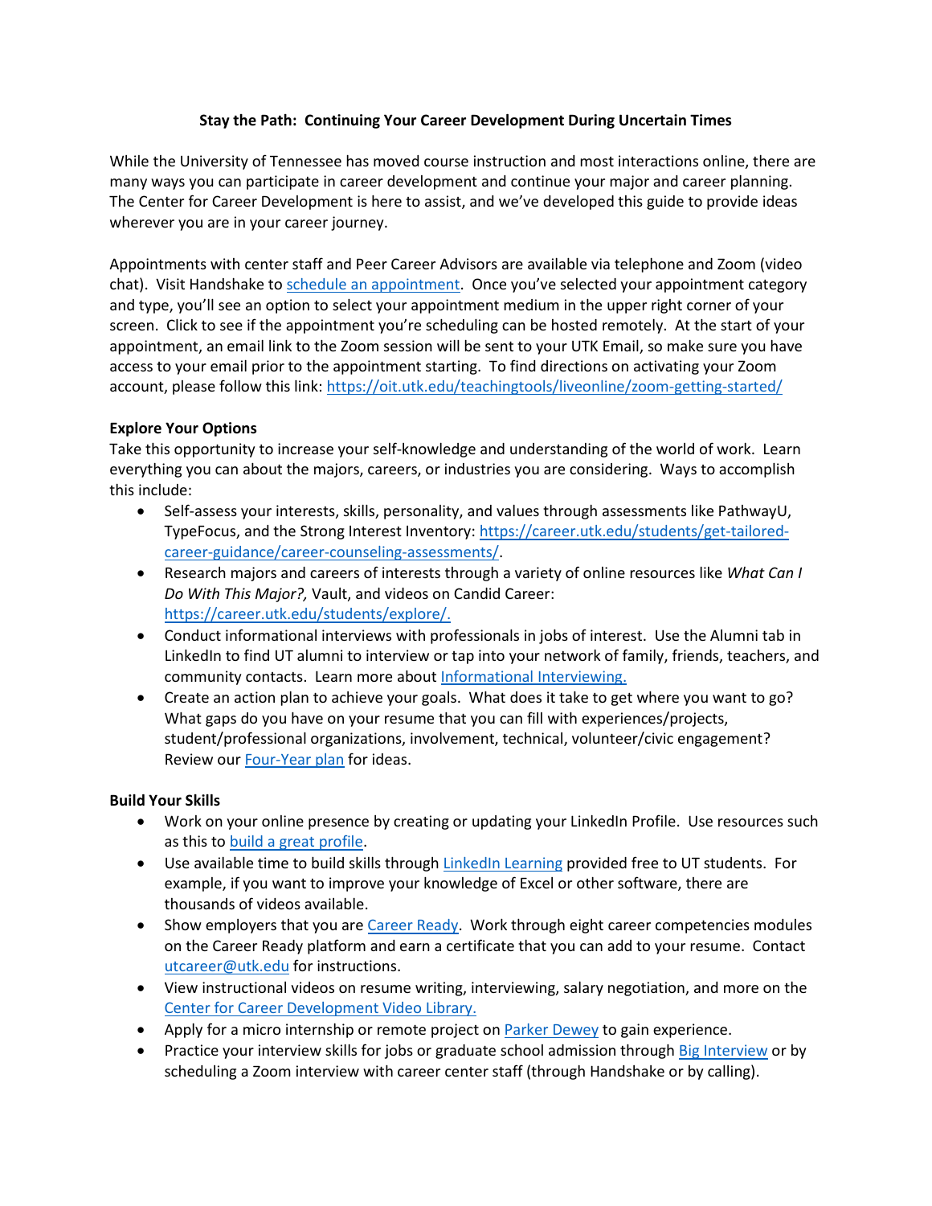## Stay the Path: Continuing Your Career Development During Uncertain Times

While the University of Tennessee has moved course instruction and most interactions online, there are many ways you can participate in career development and continue your major and career planning. The Center for Career Development is here to assist, and we've developed this guide to provide ideas wherever you are in your career journey.

Appointments with center staff and Peer Career Advisors are available via telephone and Zoom (video chat). Visit Handshake to schedule an appointment. Once you've selected your appointment category and type, you'll see an option to select your appointment medium in the upper right corner of your screen. Click to see if the appointment you're scheduling can be hosted remotely. At the start of your appointment, an email link to the Zoom session will be sent to your UTK Email, so make sure you have access to your email prior to the appointment starting. To find directions on activating your Zoom account, please follow this link: https://oit.utk.edu/teachingtools/liveonline/zoom-getting-started/

### Explore Your Options

Take this opportunity to increase your self-knowledge and understanding of the world of work. Learn everything you can about the majors, careers, or industries you are considering. Ways to accomplish this include:

- Self-assess your interests, skills, personality, and values through assessments like PathwayU, TypeFocus, and the Strong Interest Inventory: https://career.utk.edu/students/get-tailored-career-guidance/career-counseling-assessments/.
- Research majors and careers of interests through a variety of online resources like *What Can I Do With This Major?,* Vault, and videos on Candid Career: https://career.utk.edu/students/explore/.
- Conduct informational interviews with professionals in jobs of interest. Use the Alumni tab in LinkedIn to find UT alumni to interview or tap into your network of family, friends, teachers, and community contacts. Learn more about Informational Interviewing.
- Create an action plan to achieve your goals. What does it take to get where you want to go? What gaps do you have on your resume that you can fill with experiences/projects, student/professional organizations, involvement, technical, volunteer/civic engagement? Review our Four-Year plan for ideas.

### Build Your Skills

- Work on your online presence by creating or updating your LinkedIn Profile. Use resources such as this to build a great profile.
- Use available time to build skills through LinkedIn Learning provided free to UT students. For example, if you want to improve your knowledge of Excel or other software, there are thousands of videos available.
- Show employers that you are Career Ready. Work through eight career competencies modules on the Career Ready platform and earn a certificate that you can add to your resume. Contact utcareer@utk.edu for instructions.
- View instructional videos on resume writing, interviewing, salary negotiation, and more on the Center for Career Development Video Library.
- Apply for a micro internship or remote project on Parker Dewey to gain experience.
- Practice your interview skills for jobs or graduate school admission through Big Interview or by scheduling a Zoom interview with career center staff (through Handshake or by calling).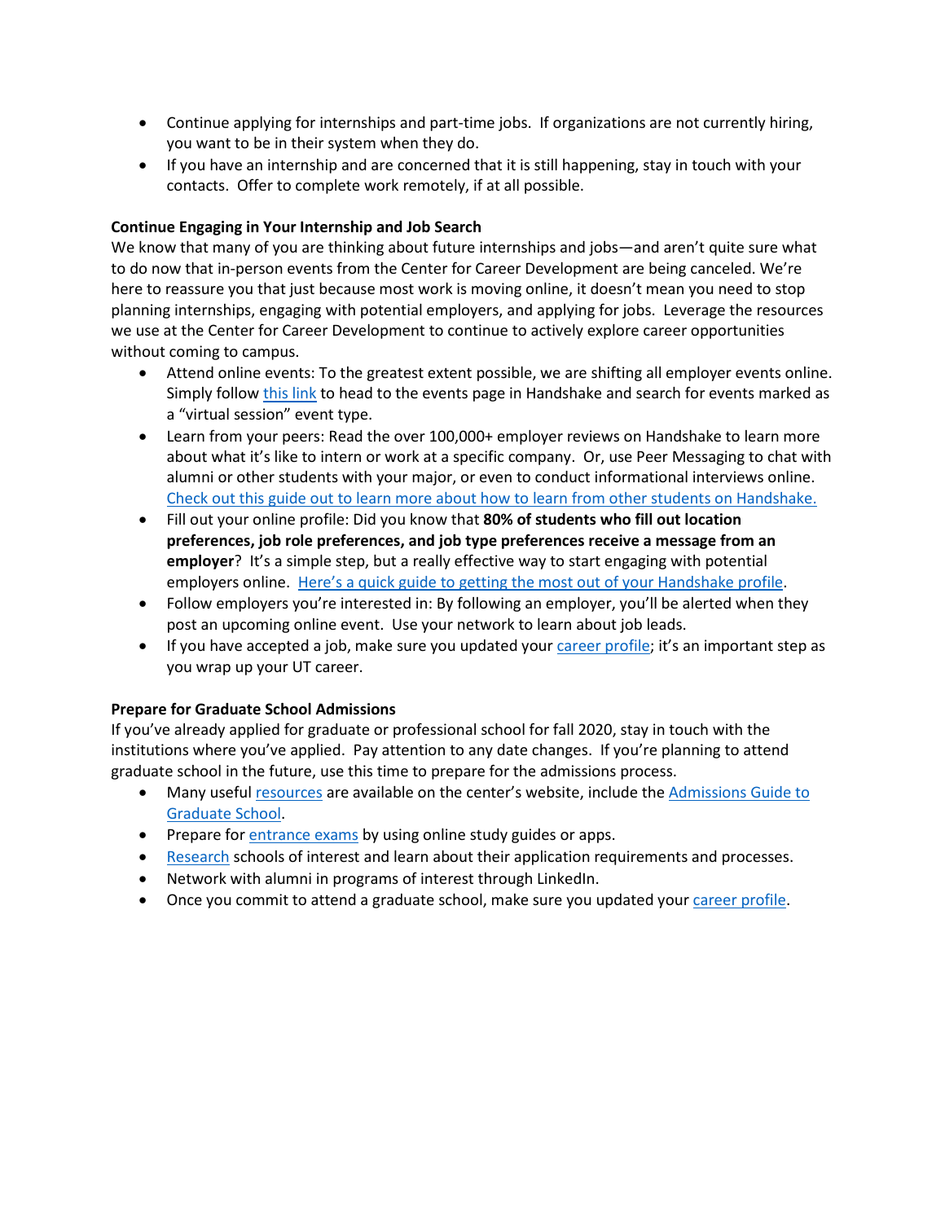- Continue applying for internships and part-time jobs. If organizations are not currently hiring, you want to be in their system when they do.
- If you have an internship and are concerned that it is still happening, stay in touch with your contacts. Offer to complete work remotely, if at all possible.

**Continue Engaging in Your Internship and Job Search**

We know that many of you are thinking about future internships and jobs—and aren't quite sure what to do now that in-person events from the Center for Career Development are being canceled. We're here to reassure you that just because most work is moving online, it doesn't mean you need to stop planning internships, engaging with potential employers, and applying for jobs. Leverage the resources we use at the Center for Career Development to continue to actively explore career opportunities without coming to campus.

- Attend online events: To the greatest extent possible, we are shifting all employer events online. Simply follow this link to head to the events page in Handshake and search for events marked as a "virtual session" event type.
- Learn from your peers: Read the over 100,000+ employer reviews on Handshake to learn more about what it's like to intern or work at a specific company. Or, use Peer Messaging to chat with alumni or other students with your major, or even to conduct informational interviews online. Check out this guide out to learn more about how to learn from other students on Handshake.
- Fill out your online profile: Did you know that **80% of students who fill out location preferences, job role preferences, and job type preferences receive a message from an employer**? It's a simple step, but a really effective way to start engaging with potential employers online. Here's a quick guide to getting the most out of your Handshake profile.
- Follow employers you're interested in: By following an employer, you'll be alerted when they post an upcoming online event. Use your network to learn about job leads.
- If you have accepted a job, make sure you updated your career profile; it's an important step as you wrap up your UT career.

**Prepare for Graduate School Admissions**

If you've already applied for graduate or professional school for fall 2020, stay in touch with the institutions where you've applied. Pay attention to any date changes. If you're planning to attend graduate school in the future, use this time to prepare for the admissions process.

- Many useful resources are available on the center's website, include the Admissions Guide to Graduate School.
- Prepare for entrance exams by using online study guides or apps.
- Research schools of interest and learn about their application requirements and processes.
- Network with alumni in programs of interest through LinkedIn.
- Once you commit to attend a graduate school, make sure you updated your career profile.